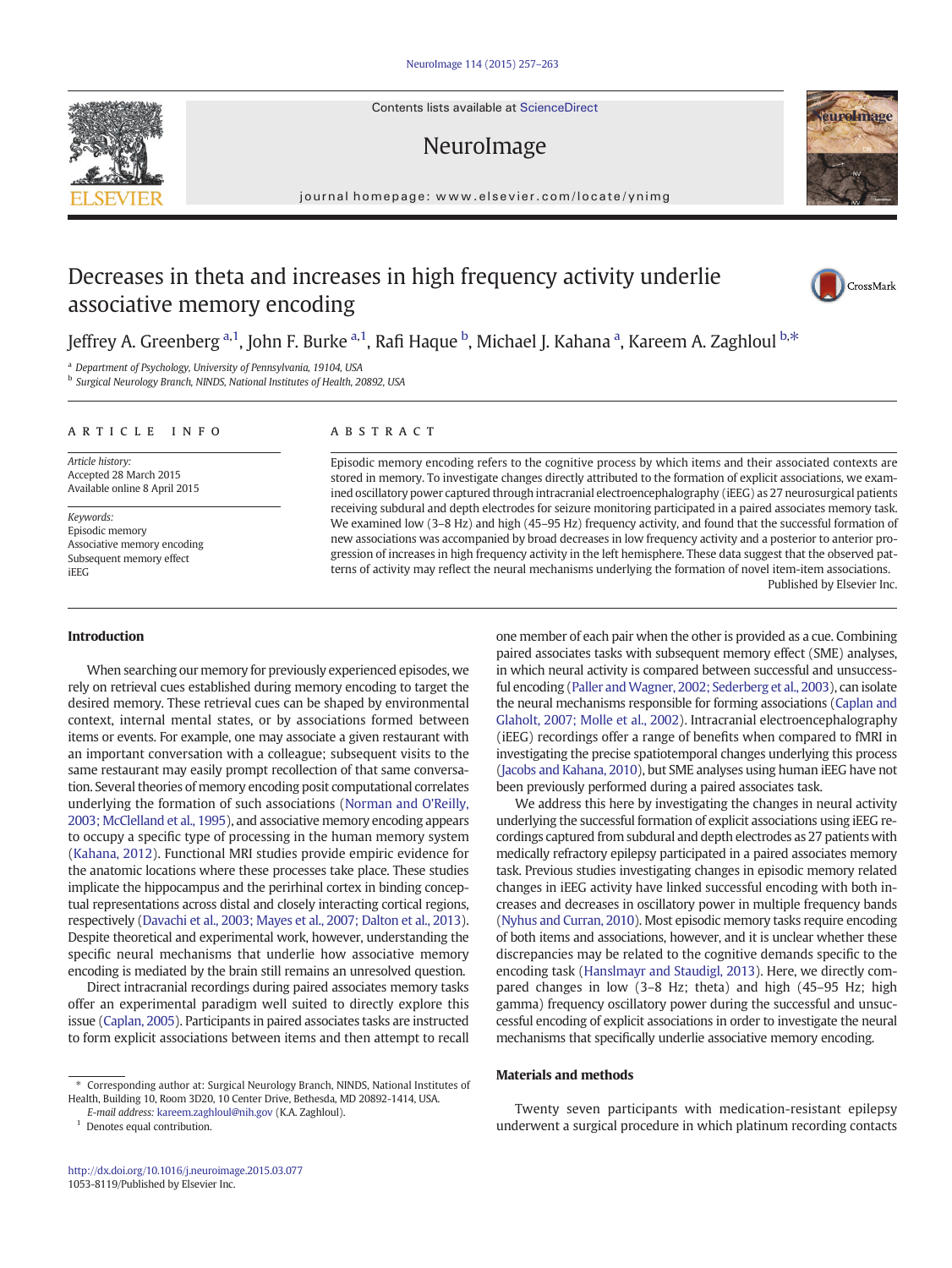# Decreases in theta and increases in high frequency activity underlie associative memory encoding

Jeffrey A. Greenberg [a,1], John F. Burke [a,1], Rafi Haque [b], Michael J. Kahana [a], Kareem A. Zaghloul [b,*]

[a] Department of Psychology, University of Pennsylvania, 19104, USA
[b] Surgical Neurology Branch, NINDS, National Institutes of Health, 20892, USA

## ARTICLE INFO

*Article history:*
Accepted 28 March 2015
Available online 8 April 2015

*Keywords:*
Episodic memory
Associative memory encoding
Subsequent memory effect
iEEG

## ABSTRACT

Episodic memory encoding refers to the cognitive process by which items and their associated contexts are stored in memory. To investigate changes directly attributed to the formation of explicit associations, we examined oscillatory power captured through intracranial electroencephalography (iEEG) as 27 neurosurgical patients receiving subdural and depth electrodes for seizure monitoring participated in a paired associates memory task. We examined low (3–8 Hz) and high (45–95 Hz) frequency activity, and found that the successful formation of new associations was accompanied by broad decreases in low frequency activity and a posterior to anterior progression of increases in high frequency activity in the left hemisphere. These data suggest that the observed patterns of activity may reflect the neural mechanisms underlying the formation of novel item-item associations.

Published by Elsevier Inc.

## Introduction

When searching our memory for previously experienced episodes, we rely on retrieval cues established during memory encoding to target the desired memory. These retrieval cues can be shaped by environmental context, internal mental states, or by associations formed between items or events. For example, one may associate a given restaurant with an important conversation with a colleague; subsequent visits to the same restaurant may easily prompt recollection of that same conversation. Several theories of memory encoding posit computational correlates underlying the formation of such associations (Norman and O'Reilly, 2003; McClelland et al., 1995), and associative memory encoding appears to occupy a specific type of processing in the human memory system (Kahana, 2012). Functional MRI studies provide empiric evidence for the anatomic locations where these processes take place. These studies implicate the hippocampus and the perirhinal cortex in binding conceptual representations across distal and closely interacting cortical regions, respectively (Davachi et al., 2003; Mayes et al., 2007; Dalton et al., 2013). Despite theoretical and experimental work, however, understanding the specific neural mechanisms that underlie how associative memory encoding is mediated by the brain still remains an unresolved question.

Direct intracranial recordings during paired associates memory tasks offer an experimental paradigm well suited to directly explore this issue (Caplan, 2005). Participants in paired associates tasks are instructed to form explicit associations between items and then attempt to recall one member of each pair when the other is provided as a cue. Combining paired associates tasks with subsequent memory effect (SME) analyses, in which neural activity is compared between successful and unsuccessful encoding (Paller and Wagner, 2002; Sederberg et al., 2003), can isolate the neural mechanisms responsible for forming associations (Caplan and Glaholt, 2007; Molle et al., 2002). Intracranial electroencephalography (iEEG) recordings offer a range of benefits when compared to fMRI in investigating the precise spatiotemporal changes underlying this process (Jacobs and Kahana, 2010), but SME analyses using human iEEG have not been previously performed during a paired associates task.

We address this here by investigating the changes in neural activity underlying the successful formation of explicit associations using iEEG recordings captured from subdural and depth electrodes as 27 patients with medically refractory epilepsy participated in a paired associates memory task. Previous studies investigating changes in episodic memory related changes in iEEG activity have linked successful encoding with both increases and decreases in oscillatory power in multiple frequency bands (Nyhus and Curran, 2010). Most episodic memory tasks require encoding of both items and associations, however, and it is unclear whether these discrepancies may be related to the cognitive demands specific to the encoding task (Hanslmayr and Staudigl, 2013). Here, we directly compared changes in low (3–8 Hz; theta) and high (45–95 Hz; high gamma) frequency oscillatory power during the successful and unsuccessful encoding of explicit associations in order to investigate the neural mechanisms that specifically underlie associative memory encoding.

## Materials and methods

Twenty seven participants with medication-resistant epilepsy underwent a surgical procedure in which platinum recording contacts

---

\* Corresponding author at: Surgical Neurology Branch, NINDS, National Institutes of Health, Building 10, Room 3D20, 10 Center Drive, Bethesda, MD 20892-1414, USA.
*E-mail address:* kareem.zaghloul@nih.gov (K.A. Zaghloul).
[1] Denotes equal contribution.

http://dx.doi.org/10.1016/j.neuroimage.2015.03.077
1053-8119/Published by Elsevier Inc.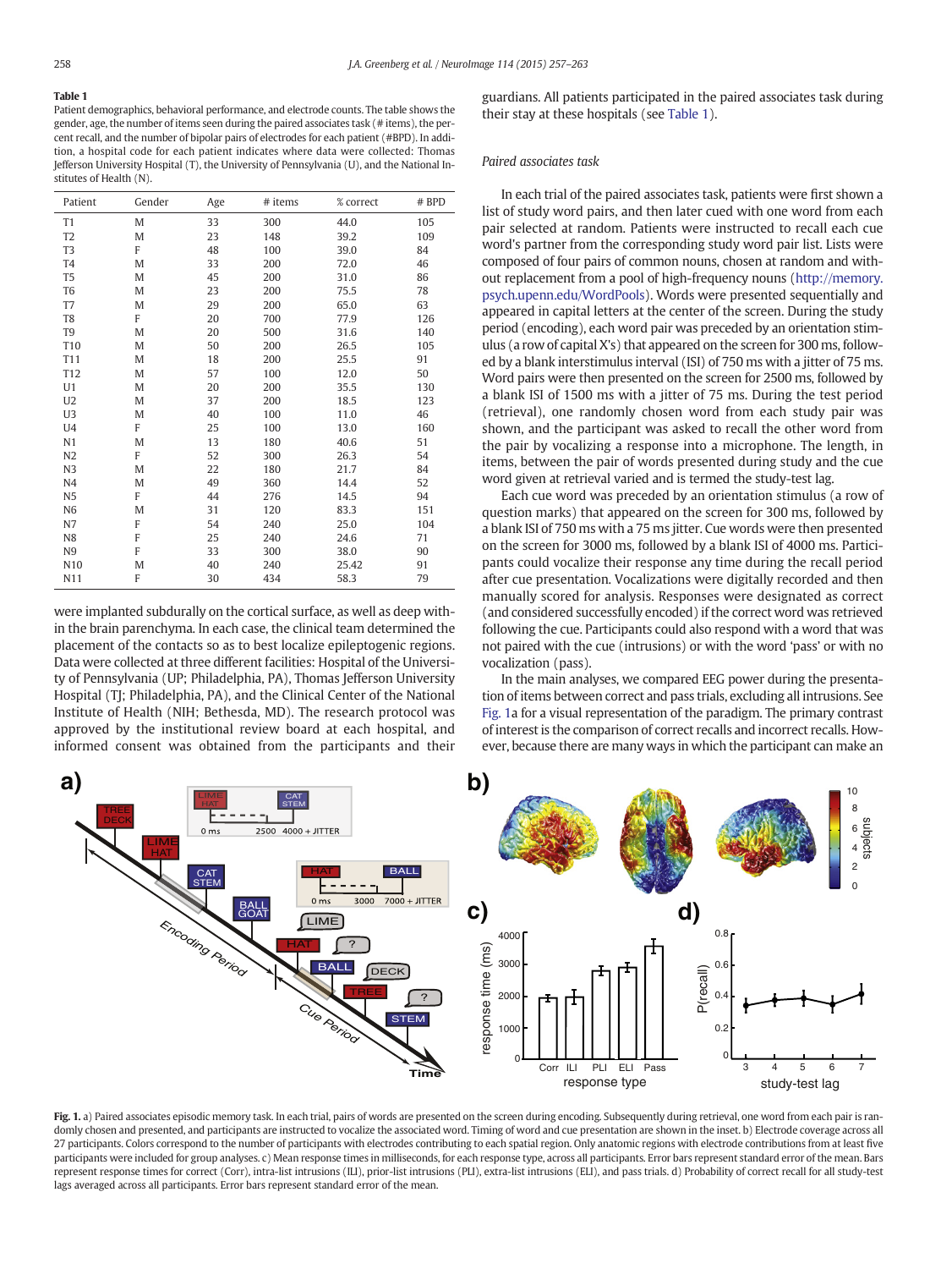**Table 1**
Patient demographics, behavioral performance, and electrode counts. The table shows the gender, age, the number of items seen during the paired associates task (# items), the percent recall, and the number of bipolar pairs of electrodes for each patient (#BPD). In addition, a hospital code for each patient indicates where data were collected: Thomas Jefferson University Hospital (T), the University of Pennsylvania (U), and the National Institutes of Health (N).

| Patient | Gender | Age | # items | % correct | # BPD |
|---|---|---|---|---|---|
| T1 | M | 33 | 300 | 44.0 | 105 |
| T2 | M | 23 | 148 | 39.2 | 109 |
| T3 | F | 48 | 100 | 39.0 | 84 |
| T4 | M | 33 | 200 | 72.0 | 46 |
| T5 | M | 45 | 200 | 31.0 | 86 |
| T6 | M | 23 | 200 | 75.5 | 78 |
| T7 | M | 29 | 200 | 65.0 | 63 |
| T8 | F | 20 | 700 | 77.9 | 126 |
| T9 | M | 20 | 500 | 31.6 | 140 |
| T10 | M | 50 | 200 | 26.5 | 105 |
| T11 | M | 18 | 200 | 25.5 | 91 |
| T12 | M | 57 | 100 | 12.0 | 50 |
| U1 | M | 20 | 200 | 35.5 | 130 |
| U2 | M | 37 | 200 | 18.5 | 123 |
| U3 | M | 40 | 100 | 11.0 | 46 |
| U4 | F | 25 | 100 | 13.0 | 160 |
| N1 | M | 13 | 180 | 40.6 | 51 |
| N2 | F | 52 | 300 | 26.3 | 54 |
| N3 | M | 22 | 180 | 21.7 | 84 |
| N4 | M | 49 | 360 | 14.4 | 52 |
| N5 | F | 44 | 276 | 14.5 | 94 |
| N6 | M | 31 | 120 | 83.3 | 151 |
| N7 | F | 54 | 240 | 25.0 | 104 |
| N8 | F | 25 | 240 | 24.6 | 71 |
| N9 | F | 33 | 300 | 38.0 | 90 |
| N10 | M | 40 | 240 | 25.42 | 91 |
| N11 | F | 30 | 434 | 58.3 | 79 |

were implanted subdurally on the cortical surface, as well as deep within the brain parenchyma. In each case, the clinical team determined the placement of the contacts so as to best localize epileptogenic regions. Data were collected at three different facilities: Hospital of the University of Pennsylvania (UP; Philadelphia, PA), Thomas Jefferson University Hospital (TJ; Philadelphia, PA), and the Clinical Center of the National Institute of Health (NIH; Bethesda, MD). The research protocol was approved by the institutional review board at each hospital, and informed consent was obtained from the participants and their guardians. All patients participated in the paired associates task during their stay at these hospitals (see Table 1).

### Paired associates task

In each trial of the paired associates task, patients were first shown a list of study word pairs, and then later cued with one word from each pair selected at random. Patients were instructed to recall each cue word's partner from the corresponding study word pair list. Lists were composed of four pairs of common nouns, chosen at random and without replacement from a pool of high-frequency nouns (http://memory.psych.upenn.edu/WordPools). Words were presented sequentially and appeared in capital letters at the center of the screen. During the study period (encoding), each word pair was preceded by an orientation stimulus (a row of capital X's) that appeared on the screen for 300 ms, followed by a blank interstimulus interval (ISI) of 750 ms with a jitter of 75 ms. Word pairs were then presented on the screen for 2500 ms, followed by a blank ISI of 1500 ms with a jitter of 75 ms. During the test period (retrieval), one randomly chosen word from each study pair was shown, and the participant was asked to recall the other word from the pair by vocalizing a response into a microphone. The length, in items, between the pair of words presented during study and the cue word given at retrieval varied and is termed the study-test lag.

Each cue word was preceded by an orientation stimulus (a row of question marks) that appeared on the screen for 300 ms, followed by a blank ISI of 750 ms with a 75 ms jitter. Cue words were then presented on the screen for 3000 ms, followed by a blank ISI of 4000 ms. Participants could vocalize their response any time during the recall period after cue presentation. Vocalizations were digitally recorded and then manually scored for analysis. Responses were designated as correct (and considered successfully encoded) if the correct word was retrieved following the cue. Participants could also respond with a word that was not paired with the cue (intrusions) or with the word 'pass' or with no vocalization (pass).

In the main analyses, we compared EEG power during the presentation of items between correct and pass trials, excluding all intrusions. See Fig. 1a for a visual representation of the paradigm. The primary contrast of interest is the comparison of correct recalls and incorrect recalls. However, because there are many ways in which the participant can make an

**Fig. 1.** a) Paired associates episodic memory task. In each trial, pairs of words are presented on the screen during encoding. Subsequently during retrieval, one word from each pair is randomly chosen and presented, and participants are instructed to vocalize the associated word. Timing of word and cue presentation are shown in the inset. b) Electrode coverage across all 27 participants. Colors correspond to the number of participants with electrode contributing to each spatial region. Only anatomic regions with electrode contributions from at least five participants were included for group analyses. c) Mean response times in milliseconds, for each response type, across all participants. Error bars represent standard error of the mean. Bars represent response times for correct (Corr), intra-list intrusions (ILI), prior-list intrusions (PLI), extra-list intrusions (ELI), and pass trials. d) Probability of correct recall for all study-test lags averaged across all participants. Error bars represent standard error of the mean.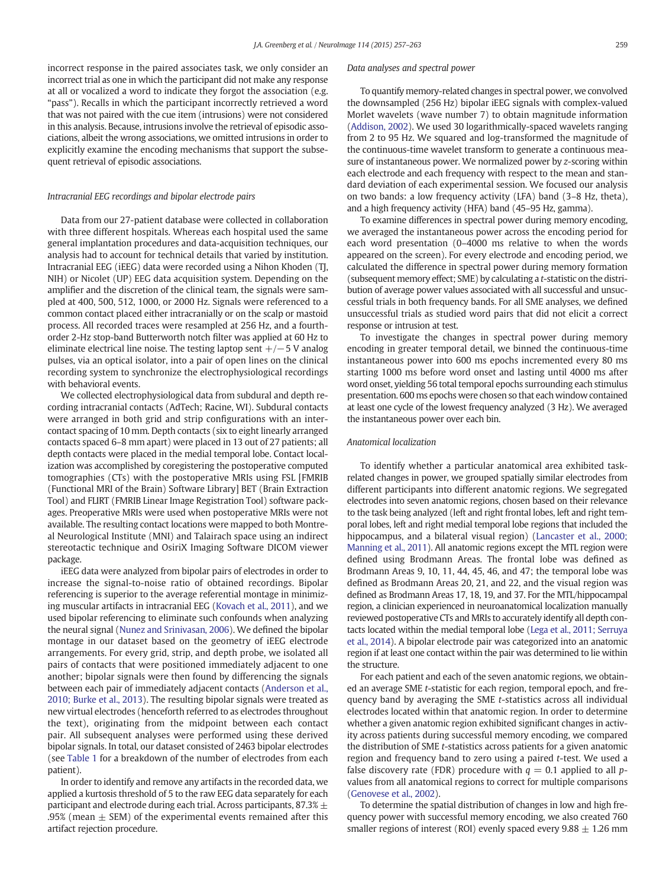incorrect response in the paired associates task, we only consider an incorrect trial as one in which the participant did not make any response at all or vocalized a word to indicate they forgot the association (e.g. "pass"). Recalls in which the participant incorrectly retrieved a word that was not paired with the cue item (intrusions) were not considered in this analysis. Because, intrusions involve the retrieval of episodic associations, albeit the wrong associations, we omitted intrusions in order to explicitly examine the encoding mechanisms that support the subsequent retrieval of episodic associations.

### *Intracranial EEG recordings and bipolar electrode pairs*

Data from our 27-patient database were collected in collaboration with three different hospitals. Whereas each hospital used the same general implantation procedures and data-acquisition techniques, our analysis had to account for technical details that varied by institution. Intracranial EEG (iEEG) data were recorded using a Nihon Khoden (TJ, NIH) or Nicolet (UP) EEG data acquisition system. Depending on the amplifier and the discretion of the clinical team, the signals were sampled at 400, 500, 512, 1000, or 2000 Hz. Signals were referenced to a common contact placed either intracranially or on the scalp or mastoid process. All recorded traces were resampled at 256 Hz, and a fourth-order 2-Hz stop-band Butterworth notch filter was applied at 60 Hz to eliminate electrical line noise. The testing laptop sent $+/-5$ V analog pulses, via an optical isolator, into a pair of open lines on the clinical recording system to synchronize the electrophysiological recordings with behavioral events.

We collected electrophysiological data from subdural and depth recording intracranial contacts (AdTech; Racine, WI). Subdural contacts were arranged in both grid and strip configurations with an inter-contact spacing of 10 mm. Depth contacts (six to eight linearly arranged contacts spaced 6–8 mm apart) were placed in 13 out of 27 patients; all depth contacts were placed in the medial temporal lobe. Contact localization was accomplished by coregistering the postoperative computed tomographies (CTs) with the postoperative MRIs using FSL [FMRIB (Functional MRI of the Brain) Software Library] BET (Brain Extraction Tool) and FLIRT (FMRIB Linear Image Registration Tool) software packages. Preoperative MRIs were used when postoperative MRIs were not available. The resulting contact locations were mapped to both Montreal Neurological Institute (MNI) and Talairach space using an indirect stereotactic technique and OsiriX Imaging Software DICOM viewer package.

iEEG data were analyzed from bipolar pairs of electrodes in order to increase the signal-to-noise ratio of obtained recordings. Bipolar referencing is superior to the average referential montage in minimizing muscular artifacts in intracranial EEG (Kovach et al., 2011), and we used bipolar referencing to eliminate such confounds when analyzing the neural signal (Nunez and Srinivasan, 2006). We defined the bipolar montage in our dataset based on the geometry of iEEG electrode arrangements. For every grid, strip, and depth probe, we isolated all pairs of contacts that were positioned immediately adjacent to one another; bipolar signals were then found by differencing the signals between each pair of immediately adjacent contacts (Anderson et al., 2010; Burke et al., 2013). The resulting bipolar signals were treated as new virtual electrodes (henceforth referred to as electrodes throughout the text), originating from the midpoint between each contact pair. All subsequent analyses were performed using these derived bipolar signals. In total, our dataset consisted of 2463 bipolar electrodes (see Table 1 for a breakdown of the number of electrodes from each patient).

In order to identify and remove any artifacts in the recorded data, we applied a kurtosis threshold of 5 to the raw EEG data separately for each participant and electrode during each trial. Across participants, 87.3% $\pm$ .95% (mean $\pm$ SEM) of the experimental events remained after this artifact rejection procedure.

### *Data analyses and spectral power*

To quantify memory-related changes in spectral power, we convolved the downsampled (256 Hz) bipolar iEEG signals with complex-valued Morlet wavelets (wave number 7) to obtain magnitude information (Addison, 2002). We used 30 logarithmically-spaced wavelets ranging from 2 to 95 Hz. We squared and log-transformed the magnitude of the continuous-time wavelet transform to generate a continuous measure of instantaneous power. We normalized power by *z*-scoring within each electrode and each frequency with respect to the mean and standard deviation of each experimental session. We focused our analysis on two bands: a low frequency activity (LFA) band (3–8 Hz, theta), and a high frequency activity (HFA) band (45–95 Hz, gamma).

To examine differences in spectral power during memory encoding, we averaged the instantaneous power across the encoding period for each word presentation (0–4000 ms relative to when the words appeared on the screen). For every electrode and encoding period, we calculated the difference in spectral power during memory formation (subsequent memory effect; SME) by calculating a *t*-statistic on the distribution of average power values associated with all successful and unsuccessful trials in both frequency bands. For all SME analyses, we defined unsuccessful trials as studied word pairs that did not elicit a correct response or intrusion at test.

To investigate the changes in spectral power during memory encoding in greater temporal detail, we binned the continuous-time instantaneous power into 600 ms epochs incremented every 80 ms starting 1000 ms before word onset and lasting until 4000 ms after word onset, yielding 56 total temporal epochs surrounding each stimulus presentation. 600 ms epochs were chosen so that each window contained at least one cycle of the lowest frequency analyzed (3 Hz). We averaged the instantaneous power over each bin.

### *Anatomical localization*

To identify whether a particular anatomical area exhibited task-related changes in power, we grouped spatially similar electrodes from different participants into different anatomic regions. We segregated electrodes into seven anatomic regions, chosen based on their relevance to the task being analyzed (left and right frontal lobes, left and right temporal lobes, left and right medial temporal lobe regions that included the hippocampus, and a bilateral visual region) (Lancaster et al., 2000; Manning et al., 2011). All anatomic regions except the MTL region were defined using Brodmann Areas. The frontal lobe was defined as Brodmann Areas 9, 10, 11, 44, 45, 46, and 47; the temporal lobe was defined as Brodmann Areas 20, 21, and 22, and the visual region was defined as Brodmann Areas 17, 18, 19, and 37. For the MTL/hippocampal region, a clinician experienced in neuroanatomical localization manually reviewed postoperative CTs and MRIs to accurately identify all depth contacts located within the medial temporal lobe (Lega et al., 2011; Serruya et al., 2014). A bipolar electrode pair was categorized into an anatomic region if at least one contact within the pair was determined to lie within the structure.

For each patient and each of the seven anatomic regions, we obtained an average SME *t*-statistic for each region, temporal epoch, and frequency band by averaging the SME *t*-statistics across all individual electrodes located within that anatomic region. In order to determine whether a given anatomic region exhibited significant changes in activity across patients during successful memory encoding, we compared the distribution of SME *t*-statistics across patients for a given anatomic region and frequency band to zero using a paired *t*-test. We used a false discovery rate (FDR) procedure with $q = 0.1$ applied to all *p*-values from all anatomical regions to correct for multiple comparisons (Genovese et al., 2002).

To determine the spatial distribution of changes in low and high frequency power with successful memory encoding, we also created 760 smaller regions of interest (ROI) evenly spaced every $9.88 \pm 1.26$ mm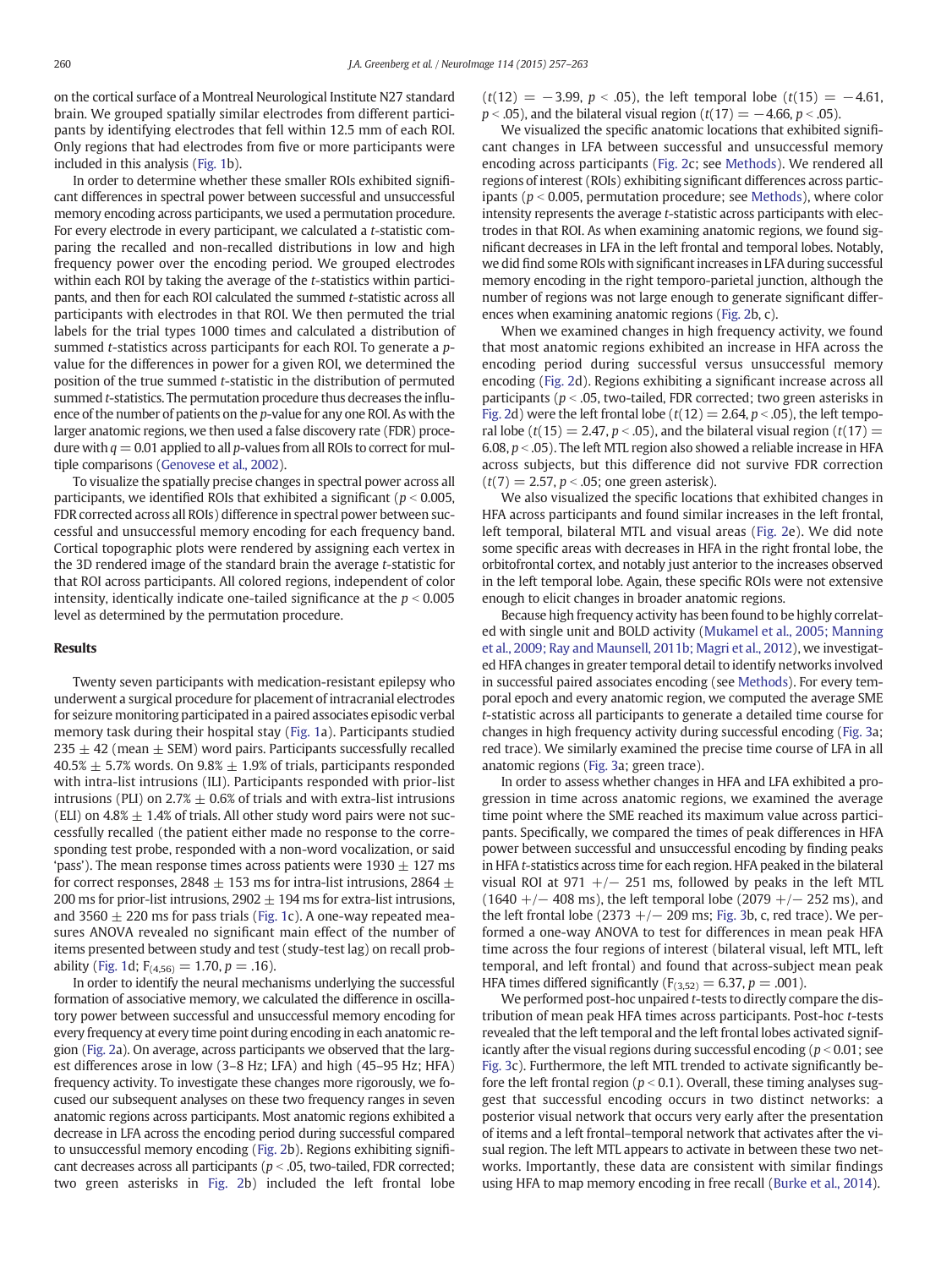on the cortical surface of a Montreal Neurological Institute N27 standard brain. We grouped spatially similar electrodes from different participants by identifying electrodes that fell within 12.5 mm of each ROI. Only regions that had electrodes from five or more participants were included in this analysis (Fig. 1b).

In order to determine whether these smaller ROIs exhibited significant differences in spectral power between successful and unsuccessful memory encoding across participants, we used a permutation procedure. For every electrode in every participant, we calculated a $t$-statistic comparing the recalled and non-recalled distributions in low and high frequency power over the encoding period. We grouped electrodes within each ROI by taking the average of the $t$-statistics within participants, and then for each ROI calculated the summed $t$-statistic across all participants with electrodes in that ROI. We then permuted the trial labels for the trial types 1000 times and calculated a distribution of summed $t$-statistics across participants for each ROI. To generate a $p$-value for the differences in power for a given ROI, we determined the position of the true summed $t$-statistic in the distribution of permuted summed $t$-statistics. The permutation procedure thus decreases the influence of the number of patients on the $p$-value for any one ROI. As with the larger anatomic regions, we then used a false discovery rate (FDR) procedure with $q = 0.01$ applied to all $p$-values from all ROIs to correct for multiple comparisons (Genovese et al., 2002).

To visualize the spatially precise changes in spectral power across all participants, we identified ROIs that exhibited a significant ($p < 0.005$, FDR corrected across all ROIs) difference in spectral power between successful and unsuccessful memory encoding for each frequency band. Cortical topographic plots were rendered by assigning each vertex in the 3D rendered image of the standard brain the average $t$-statistic for that ROI across participants. All colored regions, independent of color intensity, identically indicate one-tailed significance at the $p < 0.005$ level as determined by the permutation procedure.

## Results

Twenty seven participants with medication-resistant epilepsy who underwent a surgical procedure for placement of intracranial electrodes for seizure monitoring participated in a paired associates episodic verbal memory task during their hospital stay (Fig. 1a). Participants studied $235 \pm 42$ (mean $\pm$ SEM) word pairs. Participants successfully recalled $40.5\% \pm 5.7\%$ words. On $9.8\% \pm 1.9\%$ of trials, participants responded with intra-list intrusions (ILI). Participants responded with prior-list intrusions (PLI) on $2.7\% \pm 0.6\%$ of trials and with extra-list intrusions (ELI) on $4.8\% \pm 1.4\%$ of trials. All other study word pairs were not successfully recalled (the patient either made no response to the corresponding test probe, responded with a non-word vocalization, or said 'pass'). The mean response times across patients were $1930 \pm 127$ ms for correct responses, $2848 \pm 153$ ms for intra-list intrusions, $2864 \pm 200$ ms for prior-list intrusions, $2902 \pm 194$ ms for extra-list intrusions, and $3560 \pm 220$ ms for pass trials (Fig. 1c). A one-way repeated measures ANOVA revealed no significant main effect of the number of items presented between study and test (study-test lag) on recall probability (Fig. 1d; $F_{(4,56)} = 1.70$, $p = .16$).

In order to identify the neural mechanisms underlying the successful formation of associative memory, we calculated the difference in oscillatory power between successful and unsuccessful memory encoding for every frequency at every time point during encoding in each anatomic region (Fig. 2a). On average, across participants we observed that the largest differences arose in low (3–8 Hz; LFA) and high (45–95 Hz; HFA) frequency activity. To investigate these changes more rigorously, we focused our subsequent analyses on these two frequency ranges in seven anatomic regions across participants. Most anatomic regions exhibited a decrease in LFA across the encoding period during successful compared to unsuccessful memory encoding (Fig. 2b). Regions exhibiting significant decreases across all participants ($p < .05$, two-tailed, FDR corrected; two green asterisks in Fig. 2b) included the left frontal lobe ($t(12) = -3.99$, $p < .05$), the left temporal lobe ($t(15) = -4.61$, $p < .05$), and the bilateral visual region ($t(17) = -4.66$, $p < .05$).

We visualized the specific anatomic locations that exhibited significant changes in LFA between successful and unsuccessful memory encoding across participants (Fig. 2c; see Methods). We rendered all regions of interest (ROIs) exhibiting significant differences across participants ($p < 0.005$, permutation procedure; see Methods), where color intensity represents the average $t$-statistic across participants with electrodes in that ROI. As when examining anatomic regions, we found significant decreases in LFA in the left frontal and temporal lobes. Notably, we did find some ROIs with significant increases in LFA during successful memory encoding in the right temporo-parietal junction, although the number of regions was not large enough to generate significant differences when examining anatomic regions (Fig. 2b, c).

When we examined changes in high frequency activity, we found that most anatomic regions exhibited an increase in HFA across the encoding period during successful versus unsuccessful memory encoding (Fig. 2d). Regions exhibiting a significant increase across all participants ($p < .05$, two-tailed, FDR corrected; two green asterisks in Fig. 2d) were the left frontal lobe ($t(12) = 2.64$, $p < .05$), the left temporal lobe ($t(15) = 2.47$, $p < .05$), and the bilateral visual region ($t(17) = 6.08$, $p < .05$). The left MTL region also showed a reliable increase in HFA across subjects, but this difference did not survive FDR correction ($t(7) = 2.57$, $p < .05$; one green asterisk).

We also visualized the specific locations that exhibited changes in HFA across participants and found similar increases in the left frontal, left temporal, bilateral MTL and visual areas (Fig. 2e). We did note some specific areas with decreases in HFA in the right frontal lobe, the orbitofrontal cortex, and notably just anterior to the increases observed in the left temporal lobe. Again, these specific ROIs were not extensive enough to elicit changes in broader anatomic regions.

Because high frequency activity has been found to be highly correlated with single unit and BOLD activity (Mukamel et al., 2005; Manning et al., 2009; Ray and Maunsell, 2011b; Magri et al., 2012), we investigated HFA changes in greater temporal detail to identify networks involved in successful paired associates encoding (see Methods). For every temporal epoch and every anatomic region, we computed the average SME $t$-statistic across all participants to generate a detailed time course for changes in high frequency activity during successful encoding (Fig. 3a; red trace). We similarly examined the precise time course of LFA in all anatomic regions (Fig. 3a; green trace).

In order to assess whether changes in HFA and LFA exhibited a progression in time across anatomic regions, we examined the average time point where the SME reached its maximum value across participants. Specifically, we compared the times of peak differences in HFA power between successful and unsuccessful encoding by finding peaks in HFA $t$-statistics across time for each region. HFA peaked in the bilateral visual ROI at 971 +/− 251 ms, followed by peaks in the left MTL (1640 +/− 408 ms), the left temporal lobe (2079 +/− 252 ms), and the left frontal lobe (2373 +/− 209 ms; Fig. 3b, c, red trace). We performed a one-way ANOVA to test for differences in mean peak HFA time across the four regions of interest (bilateral visual, left MTL, left temporal, and left frontal) and found that across-subject mean peak HFA times differed significantly ($F_{(3,52)} = 6.37$, $p = .001$).

We performed post-hoc unpaired $t$-tests to directly compare the distribution of mean peak HFA times across participants. Post-hoc $t$-tests revealed that the left temporal and the left frontal lobes activated significantly after the visual regions during successful encoding ($p < 0.01$; see Fig. 3c). Furthermore, the left MTL trended to activate significantly before the left frontal region ($p < 0.1$). Overall, these timing analyses suggest that successful encoding occurs in two distinct networks: a posterior visual network that occurs very early after the presentation of items and a left frontal–temporal network that activates after the visual region. The left MTL appears to activate in between these two networks. Importantly, these data are consistent with similar findings using HFA to map memory encoding in free recall (Burke et al., 2014).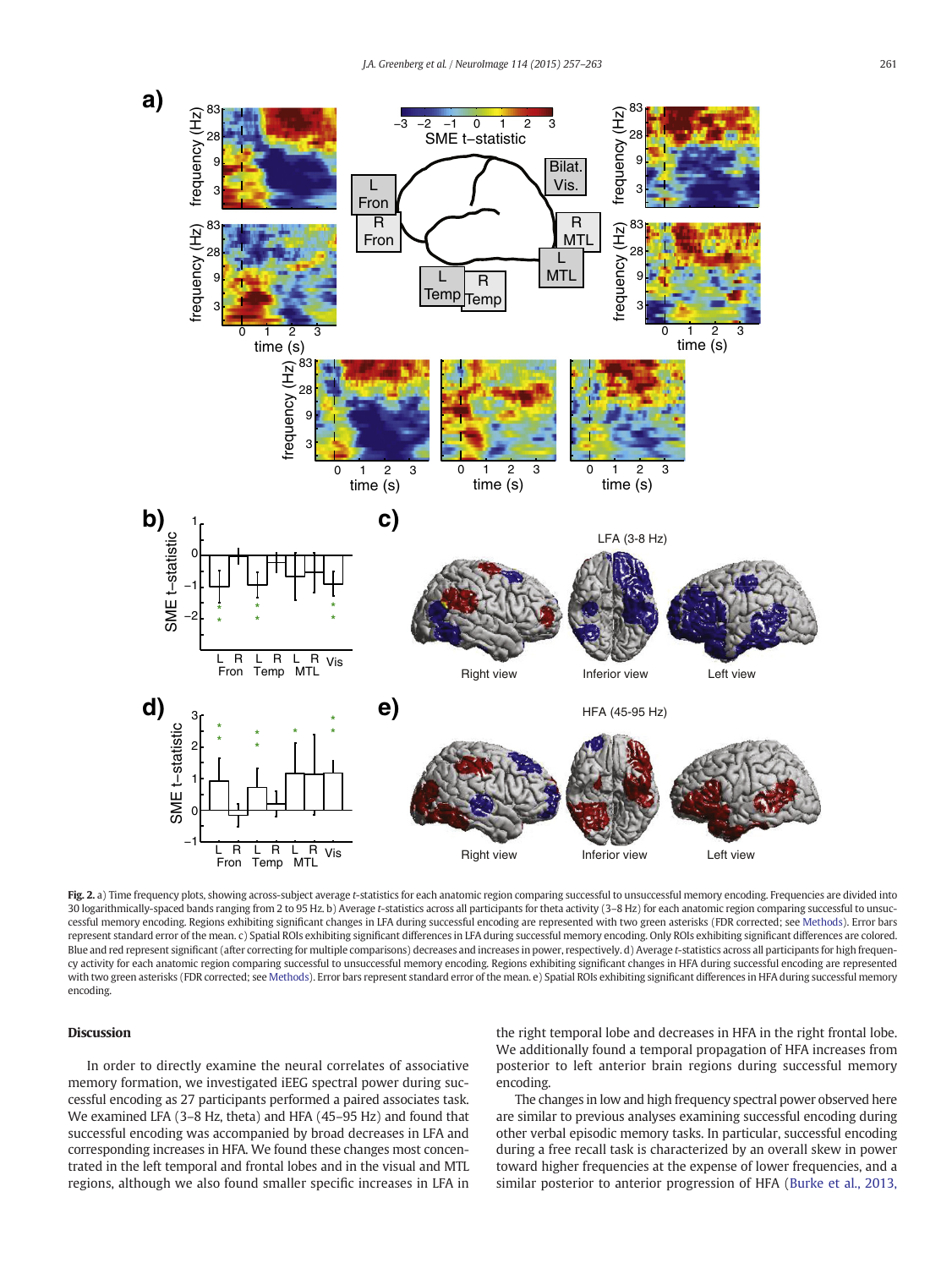Fig. 2. a) Time frequency plots, showing across-subject average *t*-statistics for each anatomic region comparing successful to unsuccessful memory encoding. Frequencies are divided into 30 logarithmically-spaced bands ranging from 2 to 95 Hz. b) Average *t*-statistics across all participants for theta activity (3–8 Hz) for each anatomic region comparing successful to unsuccessful memory encoding. Regions exhibiting significant changes in LFA during successful encoding are represented with two green asterisks (FDR corrected; see Methods). Error bars represent standard error of the mean. c) Spatial ROIs exhibiting significant differences in LFA during successful memory encoding. Only ROIs exhibiting significant differences are colored. Blue and red represent significant (after correcting for multiple comparisons) decreases and increases in power, respectively. d) Average *t*-statistics across all participants for high frequency activity for each anatomic region comparing successful to unsuccessful memory encoding. Regions exhibiting significant changes in HFA during successful encoding are represented with two green asterisks (FDR corrected; see Methods). Error bars represent standard error of the mean. e) Spatial ROIs exhibiting significant differences in HFA during successful memory encoding.

## Discussion

In order to directly examine the neural correlates of associative memory formation, we investigated iEEG spectral power during successful encoding as 27 participants performed a paired associates task. We examined LFA (3–8 Hz, theta) and HFA (45–95 Hz) and found that successful encoding was accompanied by broad decreases in LFA and corresponding increases in HFA. We found these changes most concentrated in the left temporal and frontal lobes and in the visual and MTL regions, although we also found smaller specific increases in LFA in the right temporal lobe and decreases in HFA in the right frontal lobe. We additionally found a temporal propagation of HFA increases from posterior to left anterior brain regions during successful memory encoding.

The changes in low and high frequency spectral power observed here are similar to previous analyses examining successful encoding during other verbal episodic memory tasks. In particular, successful encoding during a free recall task is characterized by an overall skew in power toward higher frequencies at the expense of lower frequencies, and a similar posterior to anterior progression of HFA (Burke et al., 2013,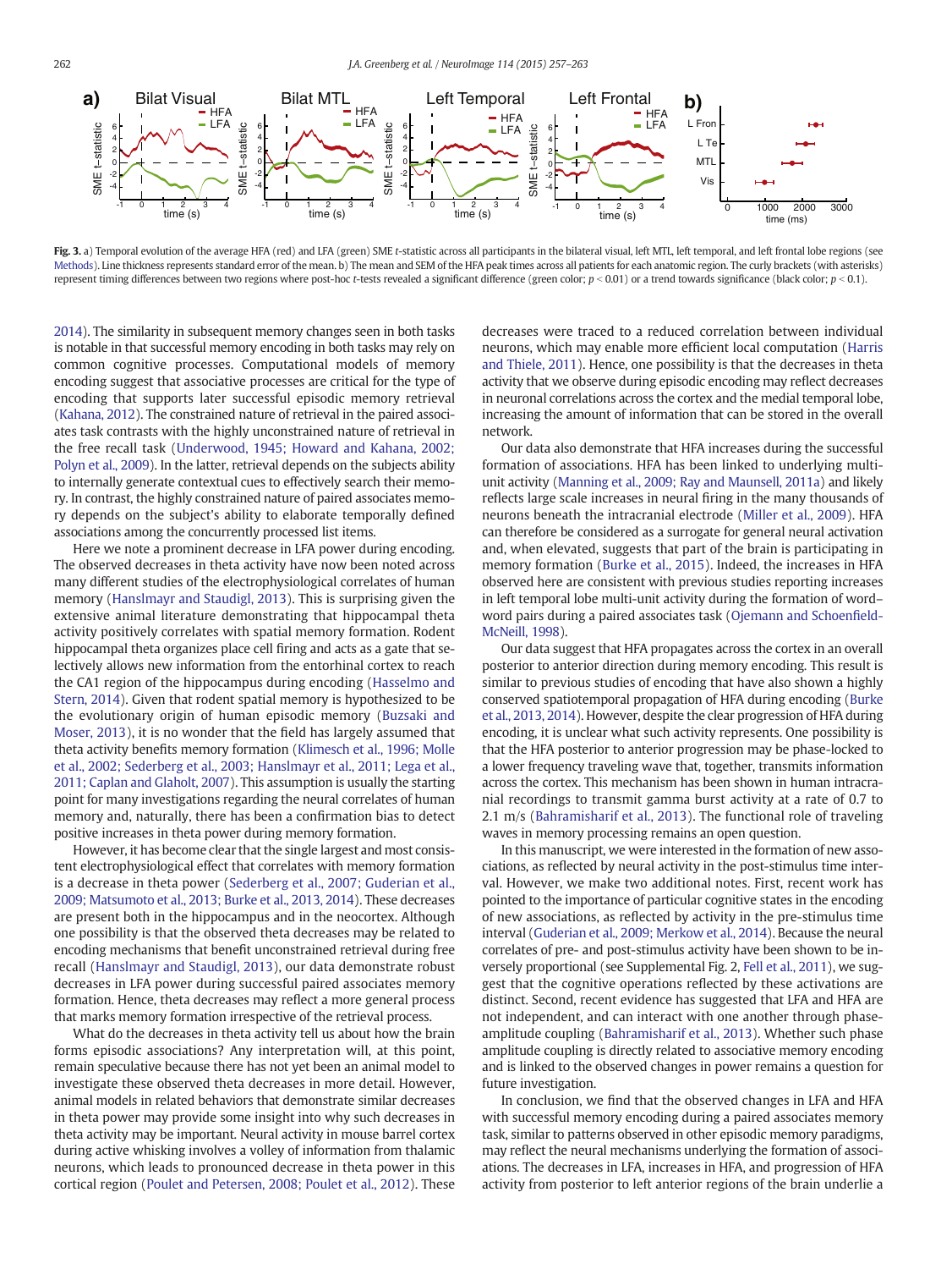Fig. 3. a) Temporal evolution of the average HFA (red) and LFA (green) SME *t*-statistic across all participants in the bilateral visual, left MTL, left temporal, and left frontal lobe regions (see Methods). Line thickness represents standard error of the mean. b) The mean and SEM of the HFA peak times across all patients for each anatomic region. The curly brackets (with asterisks) represent timing differences between two regions where post-hoc *t*-tests revealed a significant difference (green color; $p < 0.01$) or a trend towards significance (black color; $p < 0.1$).

2014). The similarity in subsequent memory changes seen in both tasks is notable in that successful memory encoding in both tasks may rely on common cognitive processes. Computational models of memory encoding suggest that associative processes are critical for the type of encoding that supports later successful episodic memory retrieval (Kahana, 2012). The constrained nature of retrieval in the paired associates task contrasts with the highly unconstrained nature of retrieval in the free recall task (Underwood, 1945; Howard and Kahana, 2002; Polyn et al., 2009). In the latter, retrieval depends on the subjects ability to internally generate contextual cues to effectively search their memory. In contrast, the highly constrained nature of paired associates memory depends on the subject's ability to elaborate temporally defined associations among the concurrently processed list items.

Here we note a prominent decrease in LFA power during encoding. The observed decreases in theta activity have now been noted across many different studies of the electrophysiological correlates of human memory (Hanslmayr and Staudigl, 2013). This is surprising given the extensive animal literature demonstrating that hippocampal theta activity positively correlates with spatial memory formation. Rodent hippocampal theta organizes place cell firing and acts as a gate that selectively allows new information from the entorhinal cortex to reach the CA1 region of the hippocampus during encoding (Hasselmo and Stern, 2014). Given that rodent spatial memory is hypothesized to be the evolutionary origin of human episodic memory (Buzsaki and Moser, 2013), it is no wonder that the field has largely assumed that theta activity benefits memory formation (Klimesch et al., 1996; Molle et al., 2002; Sederberg et al., 2003; Hanslmayr et al., 2011; Lega et al., 2011; Caplan and Glaholt, 2007). This assumption is usually the starting point for many investigations regarding the neural correlates of human memory and, naturally, there has been a confirmation bias to detect positive increases in theta power during memory formation.

However, it has become clear that the single largest and most consistent electrophysiological effect that correlates with memory formation is a decrease in theta power (Sederberg et al., 2007; Guderian et al., 2009; Matsumoto et al., 2013; Burke et al., 2013, 2014). These decreases are present both in the hippocampus and in the neocortex. Although one possibility is that the observed theta decreases may be related to encoding mechanisms that benefit unconstrained retrieval during free recall (Hanslmayr and Staudigl, 2013), our data demonstrate robust decreases in LFA power during successful paired associates memory formation. Hence, theta decreases may reflect a more general process that marks memory formation irrespective of the retrieval process.

What do the decreases in theta activity tell us about how the brain forms episodic associations? Any interpretation will, at this point, remain speculative because there has not yet been an animal model to investigate these observed theta decreases in more detail. However, animal models in related behaviors that demonstrate similar decreases in theta power may provide some insight into why such decreases in theta activity may be important. Neural activity in mouse barrel cortex during active whisking involves a volley of information from thalamic neurons, which leads to pronounced decrease in theta power in this cortical region (Poulet and Petersen, 2008; Poulet et al., 2012). These decreases were traced to a reduced correlation between individual neurons, which may enable more efficient local computation (Harris and Thiele, 2011). Hence, one possibility is that the decreases in theta activity that we observe during episodic encoding may reflect decreases in neuronal correlations across the cortex and the medial temporal lobe, increasing the amount of information that can be stored in the overall network.

Our data also demonstrate that HFA increases during the successful formation of associations. HFA has been linked to underlying multi-unit activity (Manning et al., 2009; Ray and Maunsell, 2011a) and likely reflects large scale increases in neural firing in the many thousands of neurons beneath the intracranial electrode (Miller et al., 2009). HFA can therefore be considered as a surrogate for general neural activation and, when elevated, suggests that part of the brain is participating in memory formation (Burke et al., 2015). Indeed, the increases in HFA observed here are consistent with previous studies reporting increases in left temporal lobe multi-unit activity during the formation of word–word pairs during a paired associates task (Ojemann and Schoenfield-McNeill, 1998).

Our data suggest that HFA propagates across the cortex in an overall posterior to anterior direction during memory encoding. This result is similar to previous studies of encoding that have also shown a highly conserved spatiotemporal propagation of HFA during encoding (Burke et al., 2013, 2014). However, despite the clear progression of HFA during encoding, it is unclear what such activity represents. One possibility is that the HFA posterior to anterior progression may be phase-locked to a lower frequency traveling wave that, together, transmits information across the cortex. This mechanism has been shown in human intracranial recordings to transmit gamma burst activity at a rate of 0.7 to 2.1 m/s (Bahramisharif et al., 2013). The functional role of traveling waves in memory processing remains an open question.

In this manuscript, we were interested in the formation of new associations, as reflected by neural activity in the post-stimulus time interval. However, we make two additional notes. First, recent work has pointed to the importance of particular cognitive states in the encoding of new associations, as reflected by activity in the pre-stimulus time interval (Guderian et al., 2009; Merkow et al., 2014). Because the neural correlates of pre- and post-stimulus activity have been shown to be inversely proportional (see Supplemental Fig. 2, Fell et al., 2011), we suggest that the cognitive operations reflected by these activations are distinct. Second, recent evidence has suggested that LFA and HFA are not independent, and can interact with one another through phase-amplitude coupling (Bahramisharif et al., 2013). Whether such phase amplitude coupling is directly related to associative memory encoding and is linked to the observed changes in power remains a question for future investigation.

In conclusion, we find that the observed changes in LFA and HFA with successful memory encoding during a paired associates memory task, similar to patterns observed in other episodic memory paradigms, may reflect the neural mechanisms underlying the formation of associations. The decreases in LFA, increases in HFA, and progression of HFA activity from posterior to left anterior regions of the brain underlie a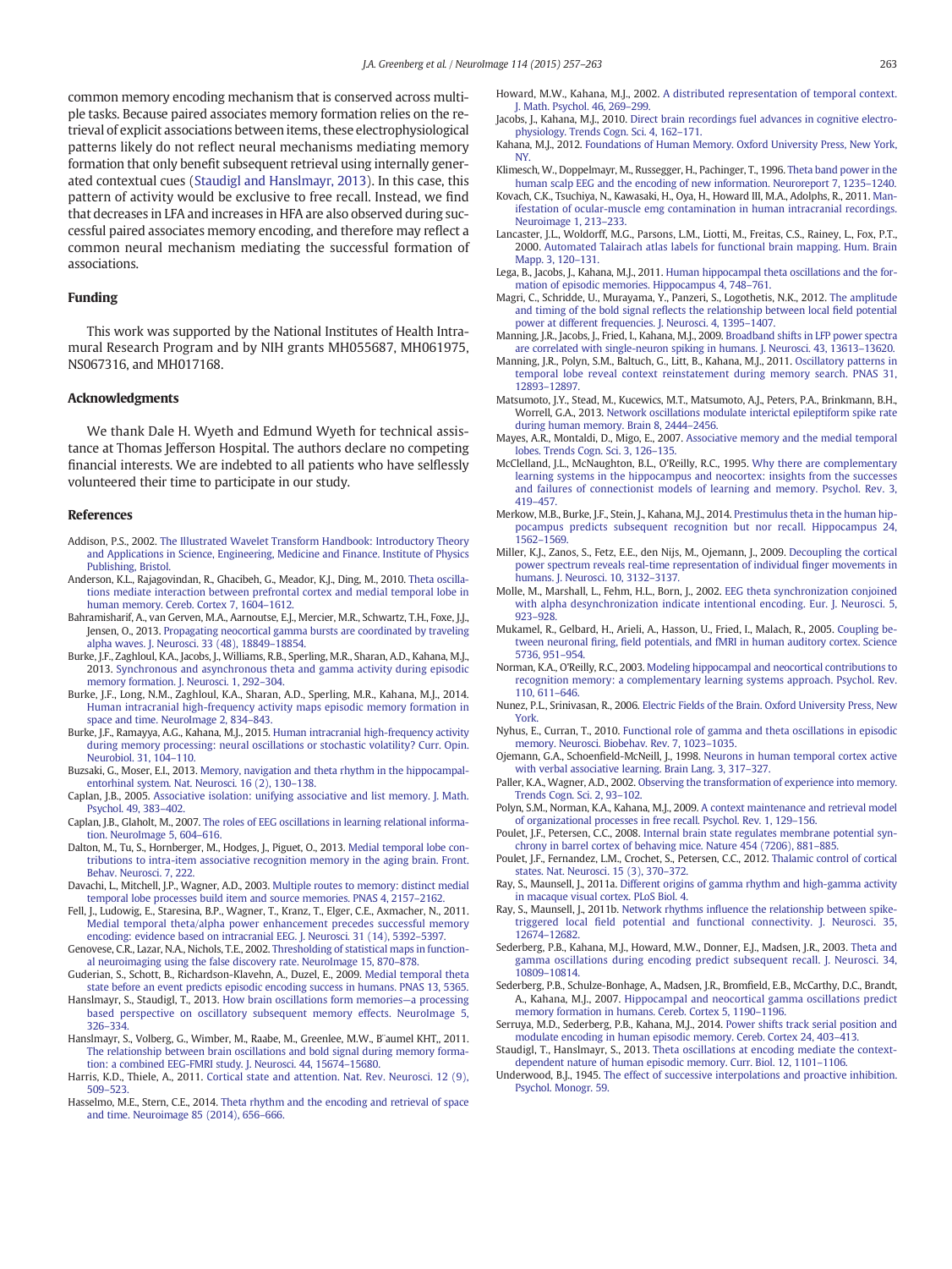common memory encoding mechanism that is conserved across multiple tasks. Because paired associates memory formation relies on the retrieval of explicit associations between items, these electrophysiological patterns likely do not reflect neural mechanisms mediating memory formation that only benefit subsequent retrieval using internally generated contextual cues (Staudigl and Hanslmayr, 2013). In this case, this pattern of activity would be exclusive to free recall. Instead, we find that decreases in LFA and increases in HFA are also observed during successful paired associates memory encoding, and therefore may reflect a common neural mechanism mediating the successful formation of associations.

## Funding

This work was supported by the National Institutes of Health Intramural Research Program and by NIH grants MH055687, MH061975, NS067316, and MH017168.

## Acknowledgments

We thank Dale H. Wyeth and Edmund Wyeth for technical assistance at Thomas Jefferson Hospital. The authors declare no competing financial interests. We are indebted to all patients who have selflessly volunteered their time to participate in our study.

## References

Addison, P.S., 2002. The Illustrated Wavelet Transform Handbook: Introductory Theory and Applications in Science, Engineering, Medicine and Finance. Institute of Physics Publishing, Bristol.

Anderson, K.L., Rajagovindan, R., Ghacibeh, G., Meador, K.J., Ding, M., 2010. Theta oscillations mediate interaction between prefrontal cortex and medial temporal lobe in human memory. Cereb. Cortex 7, 1604–1612.

Bahramisharif, A., van Gerven, M.A., Aarnoutse, E.J., Mercier, M.R., Schwartz, T.H., Foxe, J.J., Jensen, O., 2013. Propagating neocortical gamma bursts are coordinated by traveling alpha waves. J. Neurosci. 33 (48), 18849–18854.

Burke, J.F., Zaghloul, K.A., Jacobs, J., Williams, R.B., Sperling, M.R., Sharan, A.D., Kahana, M.J., 2013. Synchronous and asynchronous theta and gamma activity during episodic memory formation. J. Neurosci. 1, 292–304.

Burke, J.F., Long, N.M., Zaghloul, K.A., Sharan, A.D., Sperling, M.R., Kahana, M.J., 2014. Human intracranial high-frequency activity maps episodic memory formation in space and time. NeuroImage 2, 834–843.

Burke, J.F., Ramayya, A.G., Kahana, M.J., 2015. Human intracranial high-frequency activity during memory processing: neural oscillations or stochastic volatility? Curr. Opin. Neurobiol. 31, 104–110.

Buzsaki, G., Moser, E.I., 2013. Memory, navigation and theta rhythm in the hippocampal-entorhinal system. Nat. Neurosci. 16 (2), 130–138.

Caplan, J.B., 2005. Associative isolation: unifying associative and list memory. J. Math. Psychol. 49, 383–402.

Caplan, J.B., Glaholt, M., 2007. The roles of EEG oscillations in learning relational information. NeuroImage 5, 604–616.

Dalton, M., Tu, S., Hornberger, M., Hodges, J., Piguet, O., 2013. Medial temporal lobe contributions to intra-item associative recognition memory in the aging brain. Front. Behav. Neurosci. 7, 222.

Davachi, L., Mitchell, J.P., Wagner, A.D., 2003. Multiple routes to memory: distinct medial temporal lobe processes build item and source memories. PNAS 4, 2157–2162.

Fell, J., Ludowig, E., Staresina, B.P., Wagner, T., Kranz, T., Elger, C.E., Axmacher, N., 2011. Medial temporal theta/alpha power enhancement precedes successful memory encoding: evidence based on intracranial EEG. J. Neurosci. 31 (14), 5392–5397.

Genovese, C.R., Lazar, N.A., Nichols, T.E., 2002. Thresholding of statistical maps in functional neuroimaging using the false discovery rate. NeuroImage 15, 870–878.

Guderian, S., Schott, B., Richardson-Klavehn, A., Duzel, E., 2009. Medial temporal theta state before an event predicts episodic encoding success in humans. PNAS 13, 5365.

Hanslmayr, S., Staudigl, T., 2013. How brain oscillations form memories—a processing based perspective on oscillatory subsequent memory effects. NeuroImage 5, 326–334.

Hanslmayr, S., Volberg, G., Wimber, M., Raabe, M., Greenlee, M.W., B¨aumel KHT,, 2011. The relationship between brain oscillations and bold signal during memory formation: a combined EEG-FMRI study. J. Neurosci. 44, 15674–15680.

Harris, K.D., Thiele, A., 2011. Cortical state and attention. Nat. Rev. Neurosci. 12 (9), 509–523.

Hasselmo, M.E., Stern, C.E., 2014. Theta rhythm and the encoding and retrieval of space and time. Neuroimage 85 (2014), 656–666.

Howard, M.W., Kahana, M.J., 2002. A distributed representation of temporal context. J. Math. Psychol. 46, 269–299.

Jacobs, J., Kahana, M.J., 2010. Direct brain recordings fuel advances in cognitive electrophysiology. Trends Cogn. Sci. 4, 162–171.

Kahana, M.J., 2012. Foundations of Human Memory. Oxford University Press, New York, NY.

Klimesch, W., Doppelmayr, M., Russegger, H., Pachinger, T., 1996. Theta band power in the human scalp EEG and the encoding of new information. Neuroreport 7, 1235–1240.

Kovach, C.K., Tsuchiya, N., Kawasaki, H., Oya, H., Howard III, M.A., Adolphs, R., 2011. Manifestation of ocular-muscle emg contamination in human intracranial recordings. Neuroimage 1, 213–233.

Lancaster, J.L., Woldorff, M.G., Parsons, L.M., Liotti, M., Freitas, C.S., Rainey, L., Fox, P.T., 2000. Automated Talairach atlas labels for functional brain mapping. Hum. Brain Mapp. 3, 120–131.

Lega, B., Jacobs, J., Kahana, M.J., 2011. Human hippocampal theta oscillations and the formation of episodic memories. Hippocampus 4, 748–761.

Magri, C., Schridde, U., Murayama, Y., Panzeri, S., Logothetis, N.K., 2012. The amplitude and timing of the bold signal reflects the relationship between local field potential power at different frequencies. J. Neurosci. 4, 1395–1407.

Manning, J.R., Jacobs, J., Fried, I., Kahana, M.J., 2009. Broadband shifts in LFP power spectra are correlated with single-neuron spiking in humans. J. Neurosci. 43, 13613–13620.

Manning, J.R., Polyn, S.M., Baltuch, G., Litt, B., Kahana, M.J., 2011. Oscillatory patterns in temporal lobe reveal context reinstatement during memory search. PNAS 31, 12893–12897.

Matsumoto, J.Y., Stead, M., Kucewics, M.T., Matsumoto, A.J., Peters, P.A., Brinkmann, B.H., Worrell, G.A., 2013. Network oscillations modulate interictal epileptiform spike rate during human memory. Brain 8, 2444–2456.

Mayes, A.R., Montaldi, D., Migo, E., 2007. Associative memory and the medial temporal lobes. Trends Cogn. Sci. 3, 126–135.

McClelland, J.L., McNaughton, B.L., O'Reilly, R.C., 1995. Why there are complementary learning systems in the hippocampus and neocortex: insights from the successes and failures of connectionist models of learning and memory. Psychol. Rev. 3, 419–457.

Merkow, M.B., Burke, J.F., Stein, J., Kahana, M.J., 2014. Prestimulus theta in the human hippocampus predicts subsequent recognition but nor recall. Hippocampus 24, 1562–1569.

Miller, K.J., Zanos, S., Fetz, E.E., den Nijs, M., Ojemann, J., 2009. Decoupling the cortical power spectrum reveals real-time representation of individual finger movements in humans. J. Neurosci. 10, 3132–3137.

Molle, M., Marshall, L., Fehm, H.L., Born, J., 2002. EEG theta synchronization conjoined with alpha desynchronization indicate intentional encoding. Eur. J. Neurosci. 5, 923–928.

Mukamel, R., Gelbard, H., Arieli, A., Hasson, U., Fried, I., Malach, R., 2005. Coupling between neuronal firing, field potentials, and fMRI in human auditory cortex. Science 5736, 951–954.

Norman, K.A., O'Reilly, R.C., 2003. Modeling hippocampal and neocortical contributions to recognition memory: a complementary learning systems approach. Psychol. Rev. 110, 611–646.

Nunez, P.L., Srinivasan, R., 2006. Electric Fields of the Brain. Oxford University Press, New York.

Nyhus, E., Curran, T., 2010. Functional role of gamma and theta oscillations in episodic memory. Neurosci. Biobehav. Rev. 7, 1023–1035.

Ojemann, G.A., Schoenfield-McNeill, J., 1998. Neurons in human temporal cortex active with verbal associative learning. Brain Lang. 3, 317–327.

Paller, K.A., Wagner, A.D., 2002. Observing the transformation of experience into memory. Trends Cogn. Sci. 2, 93–102.

Polyn, S.M., Norman, K.A., Kahana, M.J., 2009. A context maintenance and retrieval model of organizational processes in free recall. Psychol. Rev. 1, 129–156.

Poulet, J.F., Petersen, C.C., 2008. Internal brain state regulates membrane potential synchrony in barrel cortex of behaving mice. Nature 454 (7206), 881–885.

Poulet, J.F., Fernandez, L.M., Crochet, S., Petersen, C.C., 2012. Thalamic control of cortical states. Nat. Neurosci. 15 (3), 370–372.

Ray, S., Maunsell, J., 2011a. Different origins of gamma rhythm and high-gamma activity in macaque visual cortex. PLoS Biol. 4.

Ray, S., Maunsell, J., 2011b. Network rhythms influence the relationship between spike-triggered local field potential and functional connectivity. J. Neurosci. 35, 12674–12682.

Sederberg, P.B., Kahana, M.J., Howard, M.W., Donner, E.J., Madsen, J.R., 2003. Theta and gamma oscillations during encoding predict subsequent recall. J. Neurosci. 34, 10809–10814.

Sederberg, P.B., Schulze-Bonhage, A., Madsen, J.R., Bromfield, E.B., McCarthy, D.C., Brandt, A., Kahana, M.J., 2007. Hippocampal and neocortical gamma oscillations predict memory formation in humans. Cereb. Cortex 5, 1190–1196.

Serruya, M.D., Sederberg, P.B., Kahana, M.J., 2014. Power shifts track serial position and modulate encoding in human episodic memory. Cereb. Cortex 24, 403–413.

Staudigl, T., Hanslmayr, S., 2013. Theta oscillations at encoding mediate the context-dependent nature of human episodic memory. Curr. Biol. 12, 1101–1106.

Underwood, B.J., 1945. The effect of successive interpolations and proactive inhibition. Psychol. Monogr. 59.